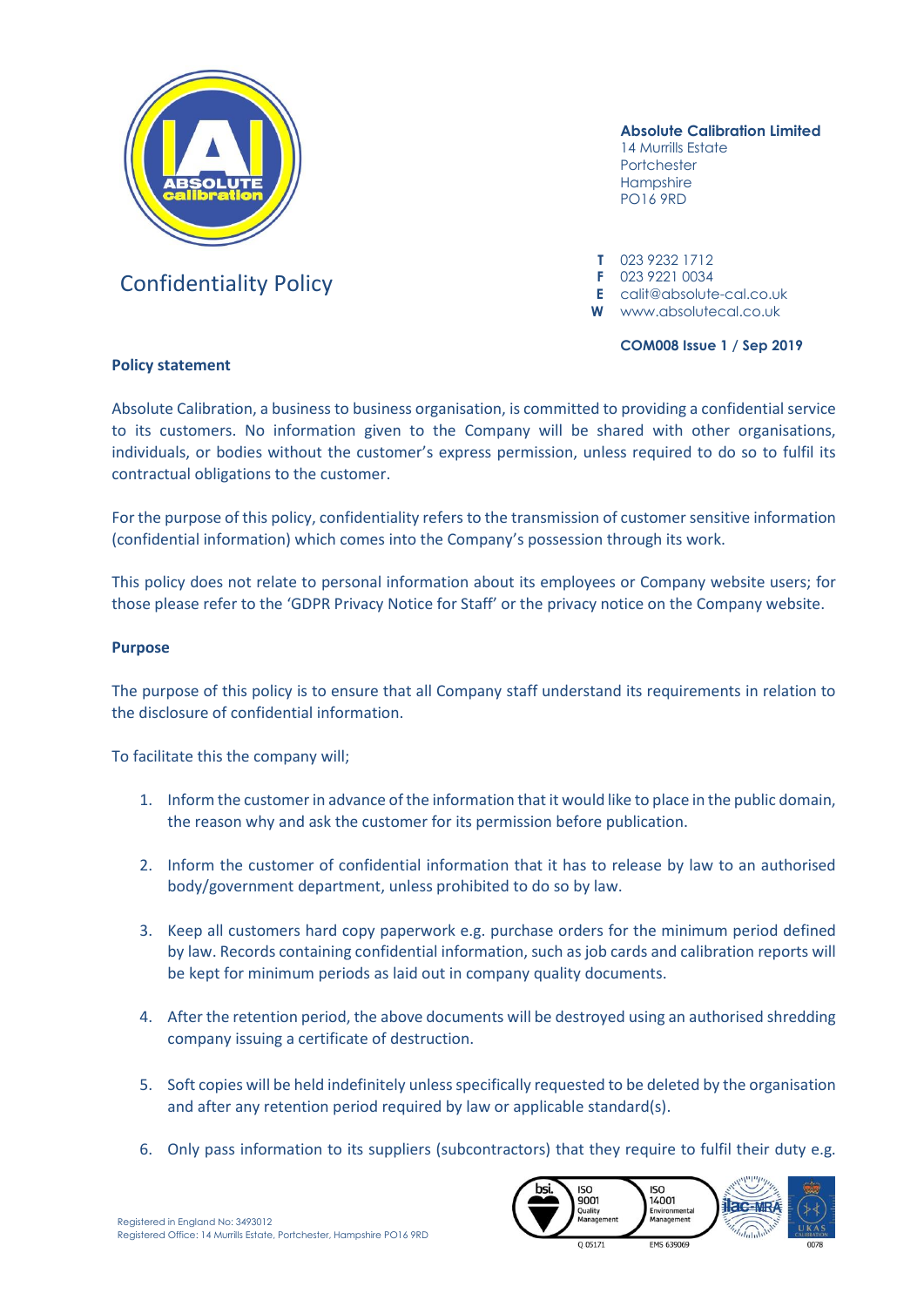# Confidentiality Policy

**Absolute Calibration Limited**
14 Murrills Estate
Portchester
Hampshire
PO16 9RD

**T** 023 9232 1712
**F** 023 9221 0034
**E** calit@absolute-cal.co.uk
**W** www.absolutecal.co.uk

**COM008 Issue 1 / Sep 2019**

## Policy statement

Absolute Calibration, a business to business organisation, is committed to providing a confidential service to its customers. No information given to the Company will be shared with other organisations, individuals, or bodies without the customer's express permission, unless required to do so to fulfil its contractual obligations to the customer.

For the purpose of this policy, confidentiality refers to the transmission of customer sensitive information (confidential information) which comes into the Company's possession through its work.

This policy does not relate to personal information about its employees or Company website users; for those please refer to the 'GDPR Privacy Notice for Staff' or the privacy notice on the Company website.

## Purpose

The purpose of this policy is to ensure that all Company staff understand its requirements in relation to the disclosure of confidential information.

To facilitate this the company will;

1. Inform the customer in advance of the information that it would like to place in the public domain, the reason why and ask the customer for its permission before publication.

2. Inform the customer of confidential information that it has to release by law to an authorised body/government department, unless prohibited to do so by law.

3. Keep all customers hard copy paperwork e.g. purchase orders for the minimum period defined by law. Records containing confidential information, such as job cards and calibration reports will be kept for minimum periods as laid out in company quality documents.

4. After the retention period, the above documents will be destroyed using an authorised shredding company issuing a certificate of destruction.

5. Soft copies will be held indefinitely unless specifically requested to be deleted by the organisation and after any retention period required by law or applicable standard(s).

6. Only pass information to its suppliers (subcontractors) that they require to fulfil their duty e.g.

Registered in England No: 3493012
Registered Office: 14 Murrills Estate, Portchester, Hampshire PO16 9RD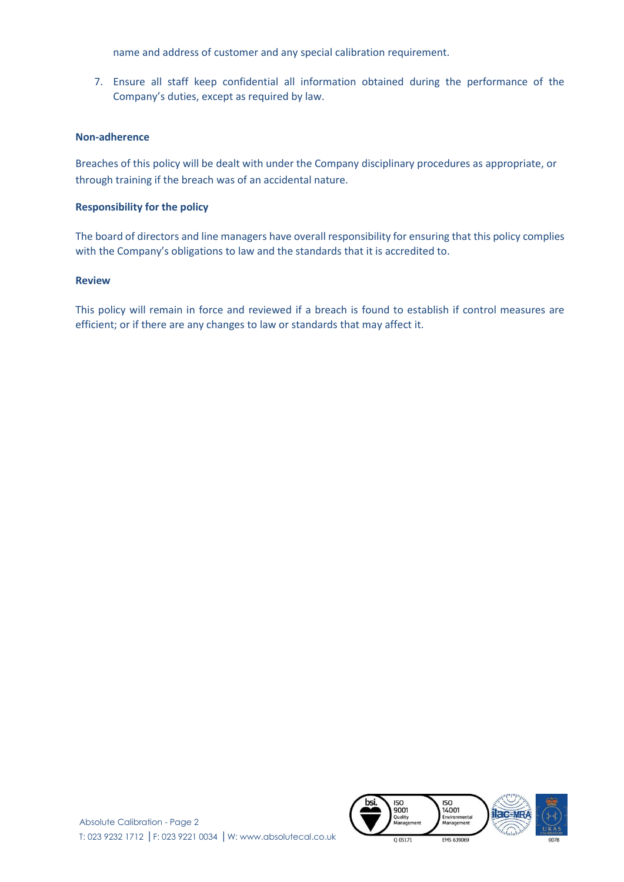name and address of customer and any special calibration requirement.

7. Ensure all staff keep confidential all information obtained during the performance of the Company's duties, except as required by law.

**Non-adherence**

Breaches of this policy will be dealt with under the Company disciplinary procedures as appropriate, or through training if the breach was of an accidental nature.

**Responsibility for the policy**

The board of directors and line managers have overall responsibility for ensuring that this policy complies with the Company's obligations to law and the standards that it is accredited to.

**Review**

This policy will remain in force and reviewed if a breach is found to establish if control measures are efficient; or if there are any changes to law or standards that may affect it.